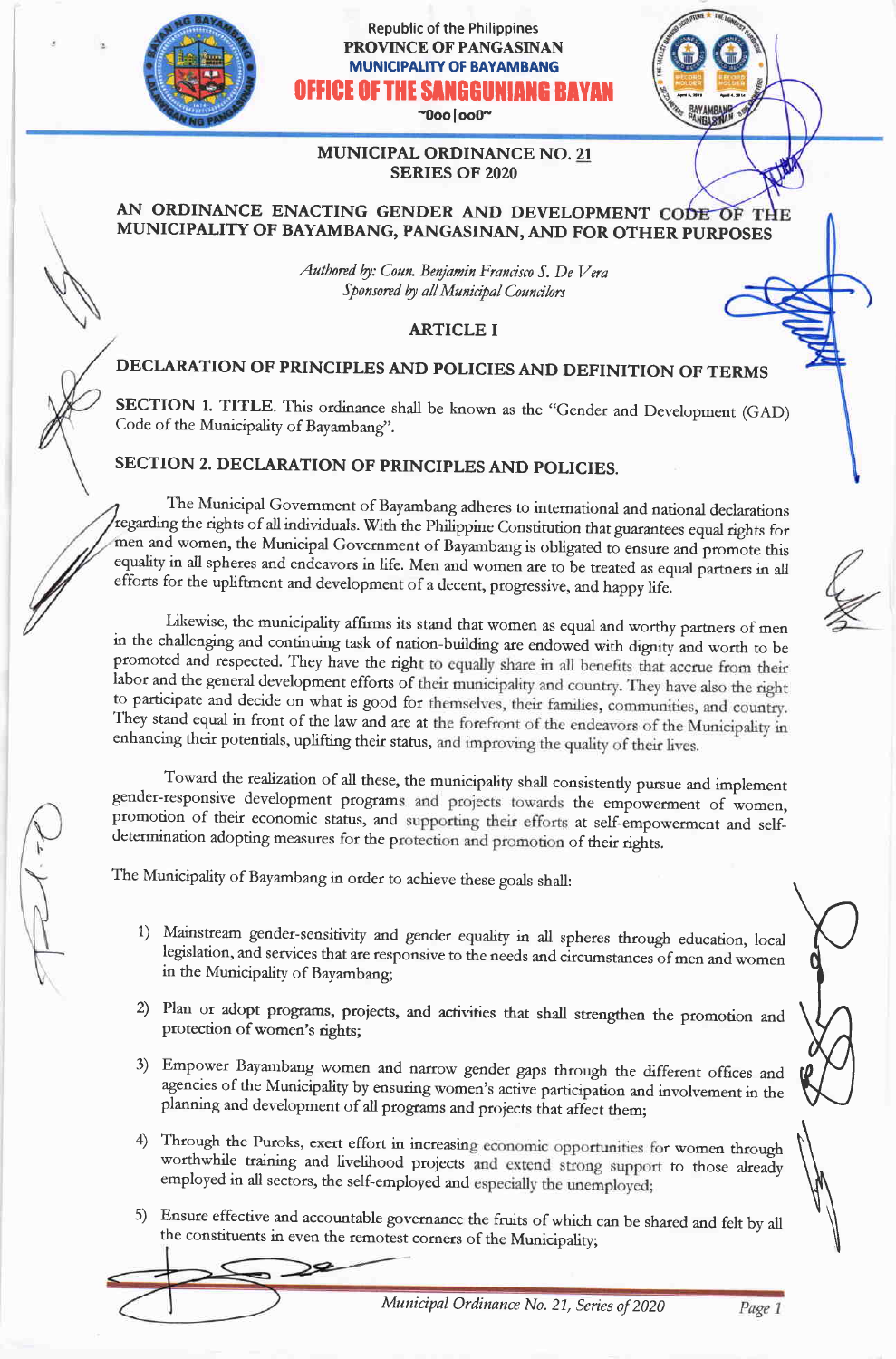Republic of the Philippines
**PROVINCE OF PANGASINAN**
**MUNICIPALITY OF BAYAMBANG**
**OFFICE OF THE SANGGUNIANG BAYAN**
~0oo|oo0~

**MUNICIPAL ORDINANCE NO. 21**
**SERIES OF 2020**

# AN ORDINANCE ENACTING GENDER AND DEVELOPMENT CODE OF THE MUNICIPALITY OF BAYAMBANG, PANGASINAN, AND FOR OTHER PURPOSES

*Authored by: Coun. Benjamin Francisco S. De Vera*
*Sponsored by all Municipal Councilors*

## ARTICLE I

## DECLARATION OF PRINCIPLES AND POLICIES AND DEFINITION OF TERMS

**SECTION 1. TITLE.** This ordinance shall be known as the "Gender and Development (GAD) Code of the Municipality of Bayambang".

**SECTION 2. DECLARATION OF PRINCIPLES AND POLICIES.**

The Municipal Government of Bayambang adheres to international and national declarations regarding the rights of all individuals. With the Philippine Constitution that guarantees equal rights for men and women, the Municipal Government of Bayambang is obligated to ensure and promote this equality in all spheres and endeavors in life. Men and women are to be treated as equal partners in all efforts for the upliftment and development of a decent, progressive, and happy life.

Likewise, the municipality affirms its stand that women as equal and worthy partners of men in the challenging and continuing task of nation-building are endowed with dignity and worth to be promoted and respected. They have the right to equally share in all benefits that accrue from their labor and the general development efforts of their municipality and country. They have also the right to participate and decide on what is good for themselves, their families, communities, and country. They stand equal in front of the law and are at the forefront of the endeavors of the Municipality in enhancing their potentials, uplifting their status, and improving the quality of their lives.

Toward the realization of all these, the municipality shall consistently pursue and implement gender-responsive development programs and projects towards the empowerment of women, promotion of their economic status, and supporting their efforts at self-empowerment and self-determination adopting measures for the protection and promotion of their rights.

The Municipality of Bayambang in order to achieve these goals shall:

1) Mainstream gender-sensitivity and gender equality in all spheres through education, local legislation, and services that are responsive to the needs and circumstances of men and women in the Municipality of Bayambang;

2) Plan or adopt programs, projects, and activities that shall strengthen the promotion and protection of women's rights;

3) Empower Bayambang women and narrow gender gaps through the different offices and agencies of the Municipality by ensuring women's active participation and involvement in the planning and development of all programs and projects that affect them;

4) Through the Puroks, exert effort in increasing economic opportunities for women through worthwhile training and livelihood projects and extend strong support to those already employed in all sectors, the self-employed and especially the unemployed;

5) Ensure effective and accountable governance the fruits of which can be shared and felt by all the constituents in even the remotest corners of the Municipality;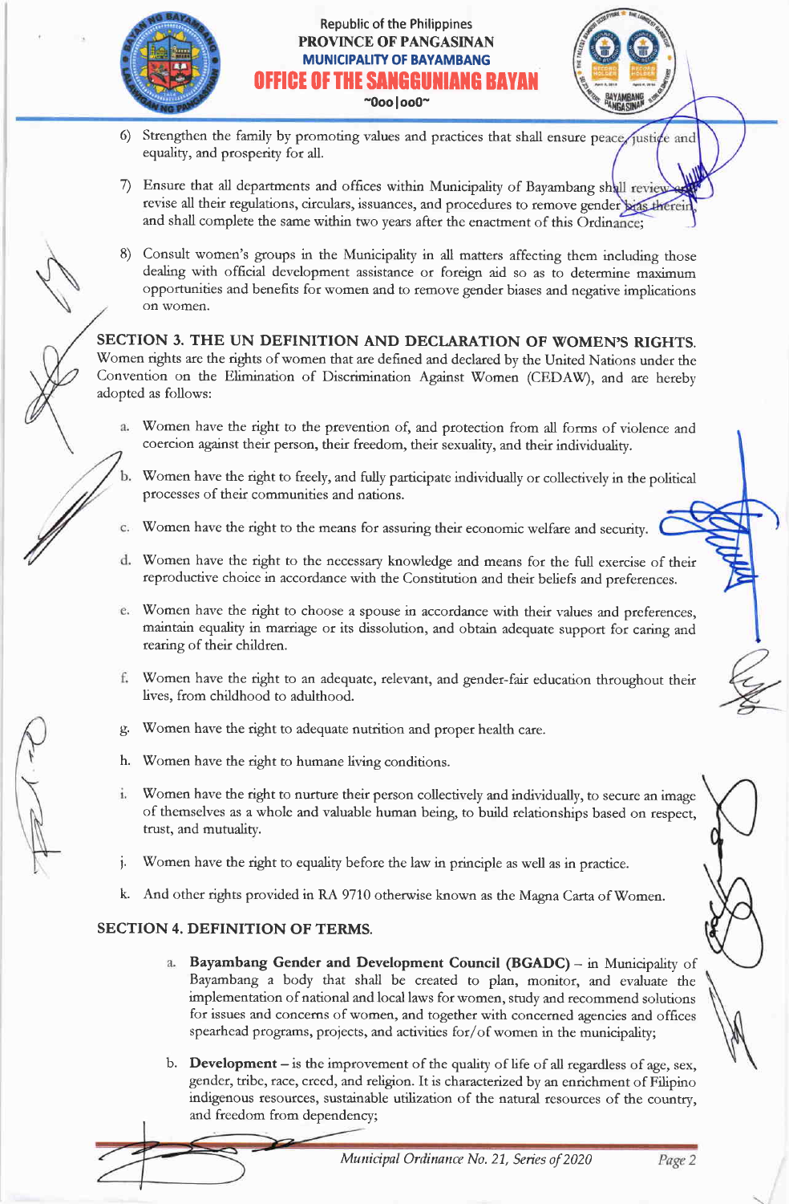6) Strengthen the family by promoting values and practices that shall ensure peace, justice and equality, and prosperity for all.

7) Ensure that all departments and offices within Municipality of Bayambang shall review and revise all their regulations, circulars, issuances, and procedures to remove gender bias therein, and shall complete the same within two years after the enactment of this Ordinance;

8) Consult women's groups in the Municipality in all matters affecting them including those dealing with official development assistance or foreign aid so as to determine maximum opportunities and benefits for women and to remove gender biases and negative implications on women.

**SECTION 3. THE UN DEFINITION AND DECLARATION OF WOMEN'S RIGHTS.** Women rights are the rights of women that are defined and declared by the United Nations under the Convention on the Elimination of Discrimination Against Women (CEDAW), and are hereby adopted as follows:

a. Women have the right to the prevention of, and protection from all forms of violence and coercion against their person, their freedom, their sexuality, and their individuality.

b. Women have the right to freely, and fully participate individually or collectively in the political processes of their communities and nations.

c. Women have the right to the means for assuring their economic welfare and security.

d. Women have the right to the necessary knowledge and means for the full exercise of their reproductive choice in accordance with the Constitution and their beliefs and preferences.

e. Women have the right to choose a spouse in accordance with their values and preferences, maintain equality in marriage or its dissolution, and obtain adequate support for caring and rearing of their children.

f. Women have the right to an adequate, relevant, and gender-fair education throughout their lives, from childhood to adulthood.

g. Women have the right to adequate nutrition and proper health care.

h. Women have the right to humane living conditions.

i. Women have the right to nurture their person collectively and individually, to secure an image of themselves as a whole and valuable human being, to build relationships based on respect, trust, and mutuality.

j. Women have the right to equality before the law in principle as well as in practice.

k. And other rights provided in RA 9710 otherwise known as the Magna Carta of Women.

**SECTION 4. DEFINITION OF TERMS.**

a. **Bayambang Gender and Development Council (BGADC)** – in Municipality of Bayambang a body that shall be created to plan, monitor, and evaluate the implementation of national and local laws for women, study and recommend solutions for issues and concerns of women, and together with concerned agencies and offices spearhead programs, projects, and activities for/of women in the municipality;

b. **Development** – is the improvement of the quality of life of all regardless of age, sex, gender, tribe, race, creed, and religion. It is characterized by an enrichment of Filipino indigenous resources, sustainable utilization of the natural resources of the country, and freedom from dependency;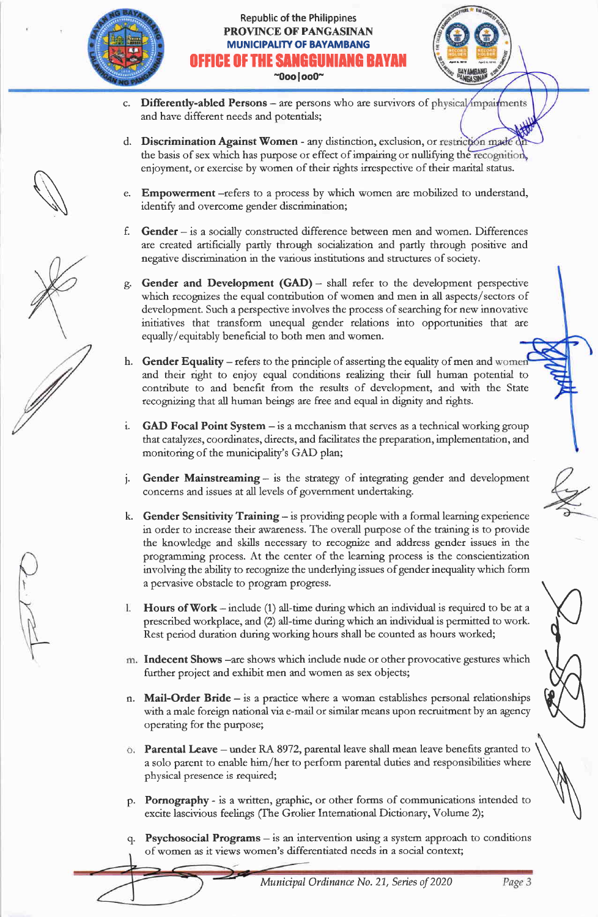c. **Differently-abled Persons** – are persons who are survivors of physical impairments and have different needs and potentials;

d. **Discrimination Against Women** - any distinction, exclusion, or restriction made on the basis of sex which has purpose or effect of impairing or nullifying the recognition, enjoyment, or exercise by women of their rights irrespective of their marital status.

e. **Empowerment** –refers to a process by which women are mobilized to understand, identify and overcome gender discrimination;

f. **Gender** – is a socially constructed difference between men and women. Differences are created artificially partly through socialization and partly through positive and negative discrimination in the various institutions and structures of society.

g. **Gender and Development (GAD)** – shall refer to the development perspective which recognizes the equal contribution of women and men in all aspects/sectors of development. Such a perspective involves the process of searching for new innovative initiatives that transform unequal gender relations into opportunities that are equally/equitably beneficial to both men and women.

h. **Gender Equality** – refers to the principle of asserting the equality of men and women and their right to enjoy equal conditions realizing their full human potential to contribute to and benefit from the results of development, and with the State recognizing that all human beings are free and equal in dignity and rights.

i. **GAD Focal Point System** – is a mechanism that serves as a technical working group that catalyzes, coordinates, directs, and facilitates the preparation, implementation, and monitoring of the municipality's GAD plan;

j. **Gender Mainstreaming** – is the strategy of integrating gender and development concerns and issues at all levels of government undertaking.

k. **Gender Sensitivity Training** – is providing people with a formal learning experience in order to increase their awareness. The overall purpose of the training is to provide the knowledge and skills necessary to recognize and address gender issues in the programming process. At the center of the learning process is the conscientization involving the ability to recognize the underlying issues of gender inequality which form a pervasive obstacle to program progress.

l. **Hours of Work** – include (1) all-time during which an individual is required to be at a prescribed workplace, and (2) all-time during which an individual is permitted to work. Rest period duration during working hours shall be counted as hours worked;

m. **Indecent Shows** –are shows which include nude or other provocative gestures which further project and exhibit men and women as sex objects;

n. **Mail-Order Bride** – is a practice where a woman establishes personal relationships with a male foreign national via e-mail or similar means upon recruitment by an agency operating for the purpose;

o. **Parental Leave** – under RA 8972, parental leave shall mean leave benefits granted to a solo parent to enable him/her to perform parental duties and responsibilities where physical presence is required;

p. **Pornography** - is a written, graphic, or other forms of communications intended to excite lascivious feelings (The Grolier International Dictionary, Volume 2);

q. **Psychosocial Programs** – is an intervention using a system approach to conditions of women as it views women's differentiated needs in a social context;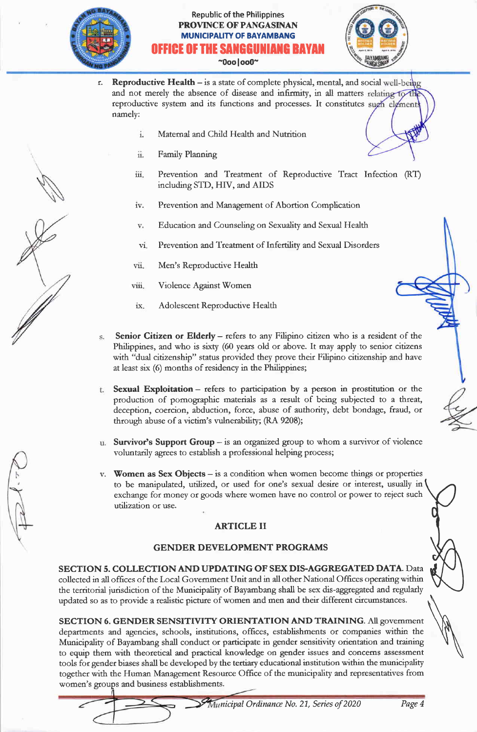r. **Reproductive Health** – is a state of complete physical, mental, and social well-being and not merely the absence of disease and infirmity, in all matters relating to the reproductive system and its functions and processes. It constitutes such elements namely:

   i. Maternal and Child Health and Nutrition

   ii. Family Planning

   iii. Prevention and Treatment of Reproductive Tract Infection (RT) including STD, HIV, and AIDS

   iv. Prevention and Management of Abortion Complication

   v. Education and Counseling on Sexuality and Sexual Health

   vi. Prevention and Treatment of Infertility and Sexual Disorders

   vii. Men's Reproductive Health

   viii. Violence Against Women

   ix. Adolescent Reproductive Health

s. **Senior Citizen or Elderly** – refers to any Filipino citizen who is a resident of the Philippines, and who is sixty (60 years old or above. It may apply to senior citizens with "dual citizenship" status provided they prove their Filipino citizenship and have at least six (6) months of residency in the Philippines;

t. **Sexual Exploitation** – refers to participation by a person in prostitution or the production of pornographic materials as a result of being subjected to a threat, deception, coercion, abduction, force, abuse of authority, debt bondage, fraud, or through abuse of a victim's vulnerability; (RA 9208);

u. **Survivor's Support Group** – is an organized group to whom a survivor of violence voluntarily agrees to establish a professional helping process;

v. **Women as Sex Objects** – is a condition when women become things or properties to be manipulated, utilized, or used for one's sexual desire or interest, usually in exchange for money or goods where women have no control or power to reject such utilization or use.

## ARTICLE II

## GENDER DEVELOPMENT PROGRAMS

**SECTION 5. COLLECTION AND UPDATING OF SEX DIS-AGGREGATED DATA.** Data collected in all offices of the Local Government Unit and in all other National Offices operating within the territorial jurisdiction of the Municipality of Bayambang shall be sex dis-aggregated and regularly updated so as to provide a realistic picture of women and men and their different circumstances.

**SECTION 6. GENDER SENSITIVITY ORIENTATION AND TRAINING.** All government departments and agencies, schools, institutions, offices, establishments or companies within the Municipality of Bayambang shall conduct or participate in gender sensitivity orientation and training to equip them with theoretical and practical knowledge on gender issues and concerns assessment tools for gender biases shall be developed by the tertiary educational institution within the municipality together with the Human Management Resource Office of the municipality and representatives from women's groups and business establishments.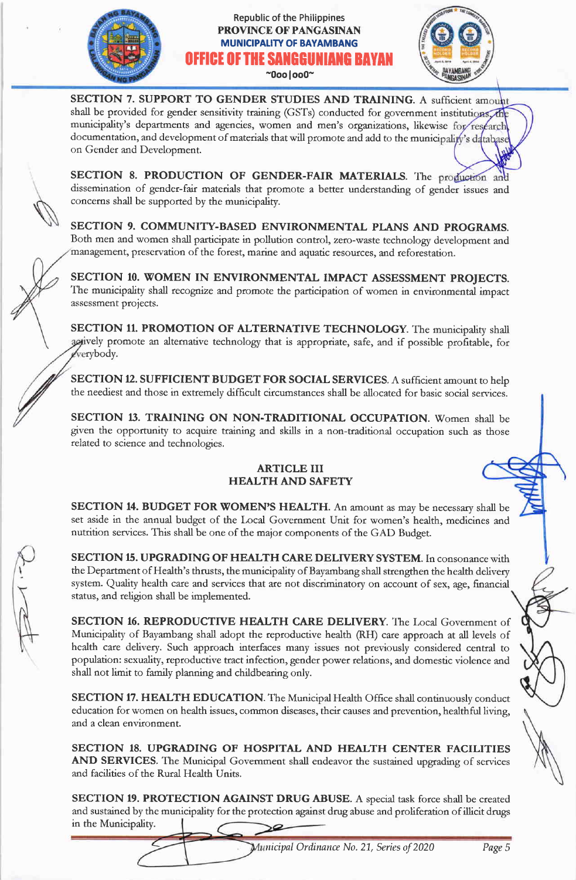**SECTION 7. SUPPORT TO GENDER STUDIES AND TRAINING.** A sufficient amount shall be provided for gender sensitivity training (GSTs) conducted for government institutions, the municipality's departments and agencies, women and men's organizations, likewise for research, documentation, and development of materials that will promote and add to the municipality's database on Gender and Development.

**SECTION 8. PRODUCTION OF GENDER-FAIR MATERIALS.** The production and dissemination of gender-fair materials that promote a better understanding of gender issues and concerns shall be supported by the municipality.

**SECTION 9. COMMUNITY-BASED ENVIRONMENTAL PLANS AND PROGRAMS.** Both men and women shall participate in pollution control, zero-waste technology development and management, preservation of the forest, marine and aquatic resources, and reforestation.

**SECTION 10. WOMEN IN ENVIRONMENTAL IMPACT ASSESSMENT PROJECTS.** The municipality shall recognize and promote the participation of women in environmental impact assessment projects.

**SECTION 11. PROMOTION OF ALTERNATIVE TECHNOLOGY.** The municipality shall actively promote an alternative technology that is appropriate, safe, and if possible profitable, for everybody.

**SECTION 12. SUFFICIENT BUDGET FOR SOCIAL SERVICES.** A sufficient amount to help the neediest and those in extremely difficult circumstances shall be allocated for basic social services.

**SECTION 13. TRAINING ON NON-TRADITIONAL OCCUPATION.** Women shall be given the opportunity to acquire training and skills in a non-traditional occupation such as those related to science and technologies.

## ARTICLE III
## HEALTH AND SAFETY

**SECTION 14. BUDGET FOR WOMEN'S HEALTH.** An amount as may be necessary shall be set aside in the annual budget of the Local Government Unit for women's health, medicines and nutrition services. This shall be one of the major components of the GAD Budget.

**SECTION 15. UPGRADING OF HEALTH CARE DELIVERY SYSTEM.** In consonance with the Department of Health's thrusts, the municipality of Bayambang shall strengthen the health delivery system. Quality health care and services that are not discriminatory on account of sex, age, financial status, and religion shall be implemented.

**SECTION 16. REPRODUCTIVE HEALTH CARE DELIVERY.** The Local Government of Municipality of Bayambang shall adopt the reproductive health (RH) care approach at all levels of health care delivery. Such approach interfaces many issues not previously considered central to population: sexuality, reproductive tract infection, gender power relations, and domestic violence and shall not limit to family planning and childbearing only.

**SECTION 17. HEALTH EDUCATION.** The Municipal Health Office shall continuously conduct education for women on health issues, common diseases, their causes and prevention, healthful living, and a clean environment.

**SECTION 18. UPGRADING OF HOSPITAL AND HEALTH CENTER FACILITIES AND SERVICES.** The Municipal Government shall endeavor the sustained upgrading of services and facilities of the Rural Health Units.

**SECTION 19. PROTECTION AGAINST DRUG ABUSE.** A special task force shall be created and sustained by the municipality for the protection against drug abuse and proliferation of illicit drugs in the Municipality.